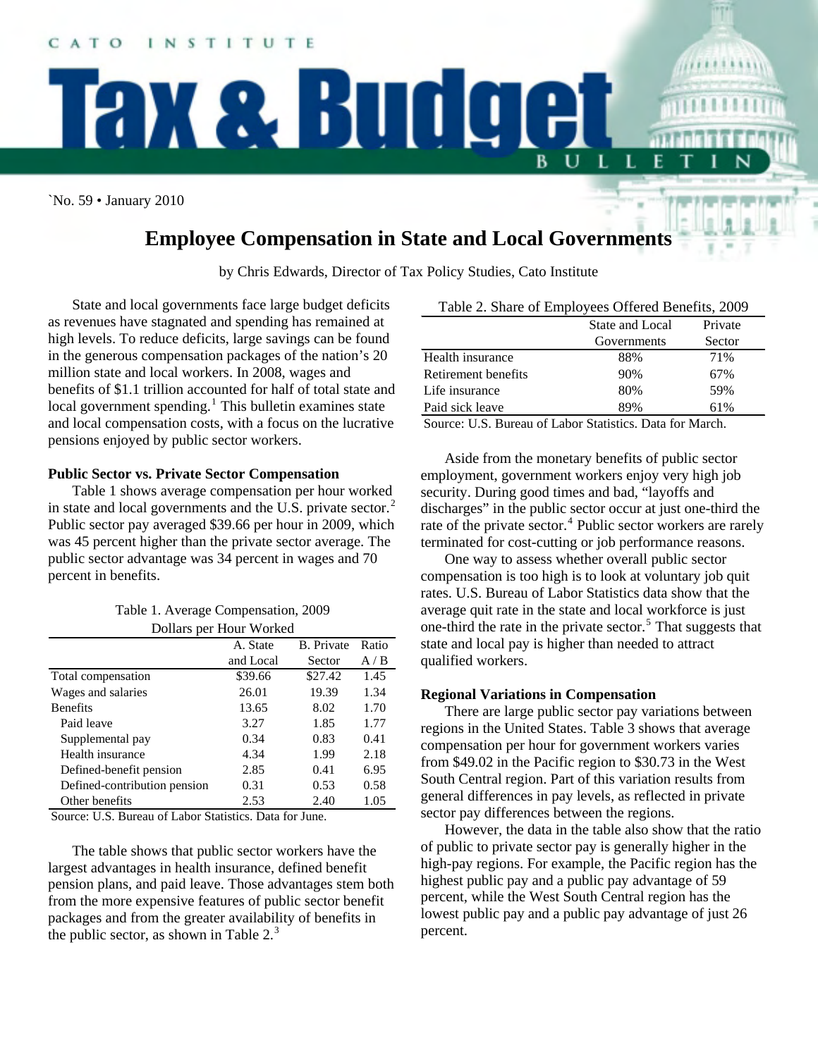CATO INSTITUTE

# Tax & Budget Bulletin

`No. 59 • January 2010

## Employee Compensation in State and Local Governments

by Chris Edwards, Director of Tax Policy Studies, Cato Institute

State and local governments face large budget deficits as revenues have stagnated and spending has remained at high levels. To reduce deficits, large savings can be found in the generous compensation packages of the nation's 20 million state and local workers. In 2008, wages and benefits of $1.1 trillion accounted for half of total state and local government spending.[1] This bulletin examines state and local compensation costs, with a focus on the lucrative pensions enjoyed by public sector workers.

### Public Sector vs. Private Sector Compensation

Table 1 shows average compensation per hour worked in state and local governments and the U.S. private sector.[2] Public sector pay averaged $39.66 per hour in 2009, which was 45 percent higher than the private sector average. The public sector advantage was 34 percent in wages and 70 percent in benefits.

Table 1. Average Compensation, 2009
Dollars per Hour Worked

| | A. State and Local | B. Private Sector | Ratio A / B |
|---|---|---|---|
| Total compensation | $39.66 | $27.42 | 1.45 |
| Wages and salaries | 26.01 | 19.39 | 1.34 |
| Benefits | 13.65 | 8.02 | 1.70 |
| Paid leave | 3.27 | 1.85 | 1.77 |
| Supplemental pay | 0.34 | 0.83 | 0.41 |
| Health insurance | 4.34 | 1.99 | 2.18 |
| Defined-benefit pension | 2.85 | 0.41 | 6.95 |
| Defined-contribution pension | 0.31 | 0.53 | 0.58 |
| Other benefits | 2.53 | 2.40 | 1.05 |

Source: U.S. Bureau of Labor Statistics. Data for June.

The table shows that public sector workers have the largest advantages in health insurance, defined benefit pension plans, and paid leave. Those advantages stem both from the more expensive features of public sector benefit packages and from the greater availability of benefits in the public sector, as shown in Table 2.[3]

Table 2. Share of Employees Offered Benefits, 2009

| | State and Local Governments | Private Sector |
|---|---|---|
| Health insurance | 88% | 71% |
| Retirement benefits | 90% | 67% |
| Life insurance | 80% | 59% |
| Paid sick leave | 89% | 61% |

Source: U.S. Bureau of Labor Statistics. Data for March.

Aside from the monetary benefits of public sector employment, government workers enjoy very high job security. During good times and bad, "layoffs and discharges" in the public sector occur at just one-third the rate of the private sector.[4] Public sector workers are rarely terminated for cost-cutting or job performance reasons.

One way to assess whether overall public sector compensation is too high is to look at voluntary job quit rates. U.S. Bureau of Labor Statistics data show that the average quit rate in the state and local workforce is just one-third the rate in the private sector.[5] That suggests that state and local pay is higher than needed to attract qualified workers.

### Regional Variations in Compensation

There are large public sector pay variations between regions in the United States. Table 3 shows that average compensation per hour for government workers varies from $49.02 in the Pacific region to $30.73 in the West South Central region. Part of this variation results from general differences in pay levels, as reflected in private sector pay differences between the regions.

However, the data in the table also show that the ratio of public to private sector pay is generally higher in the high-pay regions. For example, the Pacific region has the highest public pay and a public pay advantage of 59 percent, while the West South Central region has the lowest public pay and a public pay advantage of just 26 percent.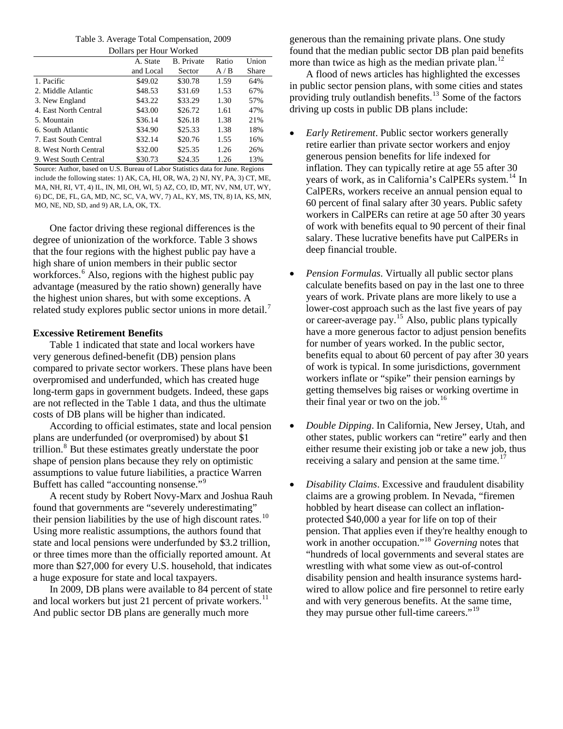Table 3. Average Total Compensation, 2009

Dollars per Hour Worked

| | A. State and Local | B. Private Sector | Ratio A / B | Union Share |
|---|---|---|---|---|
| 1. Pacific | $49.02 | $30.78 | 1.59 | 64% |
| 2. Middle Atlantic | $48.53 | $31.69 | 1.53 | 67% |
| 3. New England | $43.22 | $33.29 | 1.30 | 57% |
| 4. East North Central | $43.00 | $26.72 | 1.61 | 47% |
| 5. Mountain | $36.14 | $26.18 | 1.38 | 21% |
| 6. South Atlantic | $34.90 | $25.33 | 1.38 | 18% |
| 7. East South Central | $32.14 | $20.76 | 1.55 | 16% |
| 8. West North Central | $32.00 | $25.35 | 1.26 | 26% |
| 9. West South Central | $30.73 | $24.35 | 1.26 | 13% |

Source: Author, based on U.S. Bureau of Labor Statistics data for June. Regions include the following states: 1) AK, CA, HI, OR, WA, 2) NJ, NY, PA, 3) CT, ME, MA, NH, RI, VT, 4) IL, IN, MI, OH, WI, 5) AZ, CO, ID, MT, NV, NM, UT, WY, 6) DC, DE, FL, GA, MD, NC, SC, VA, WV, 7) AL, KY, MS, TN, 8) IA, KS, MN, MO, NE, ND, SD, and 9) AR, LA, OK, TX.

One factor driving these regional differences is the degree of unionization of the workforce. Table 3 shows that the four regions with the highest public pay have a high share of union members in their public sector workforces.[6] Also, regions with the highest public pay advantage (measured by the ratio shown) generally have the highest union shares, but with some exceptions. A related study explores public sector unions in more detail.[7]

**Excessive Retirement Benefits**

Table 1 indicated that state and local workers have very generous defined-benefit (DB) pension plans compared to private sector workers. These plans have been overpromised and underfunded, which has created huge long-term gaps in government budgets. Indeed, these gaps are not reflected in the Table 1 data, and thus the ultimate costs of DB plans will be higher than indicated.

According to official estimates, state and local pension plans are underfunded (or overpromised) by about $1 trillion.[8] But these estimates greatly understate the poor shape of pension plans because they rely on optimistic assumptions to value future liabilities, a practice Warren Buffett has called "accounting nonsense."[9]

A recent study by Robert Novy-Marx and Joshua Rauh found that governments are "severely underestimating" their pension liabilities by the use of high discount rates.[10] Using more realistic assumptions, the authors found that state and local pensions were underfunded by $3.2 trillion, or three times more than the officially reported amount. At more than $27,000 for every U.S. household, that indicates a huge exposure for state and local taxpayers.

In 2009, DB plans were available to 84 percent of state and local workers but just 21 percent of private workers.[11] And public sector DB plans are generally much more generous than the remaining private plans. One study found that the median public sector DB plan paid benefits more than twice as high as the median private plan.[12]

A flood of news articles has highlighted the excesses in public sector pension plans, with some cities and states providing truly outlandish benefits.[13] Some of the factors driving up costs in public DB plans include:

- *Early Retirement*. Public sector workers generally retire earlier than private sector workers and enjoy generous pension benefits for life indexed for inflation. They can typically retire at age 55 after 30 years of work, as in California's CalPERs system.[14] In CalPERs, workers receive an annual pension equal to 60 percent of final salary after 30 years. Public safety workers in CalPERs can retire at age 50 after 30 years of work with benefits equal to 90 percent of their final salary. These lucrative benefits have put CalPERs in deep financial trouble.

- *Pension Formulas*. Virtually all public sector plans calculate benefits based on pay in the last one to three years of work. Private plans are more likely to use a lower-cost approach such as the last five years of pay or career-average pay.[15] Also, public plans typically have a more generous factor to adjust pension benefits for number of years worked. In the public sector, benefits equal to about 60 percent of pay after 30 years of work is typical. In some jurisdictions, government workers inflate or "spike" their pension earnings by getting themselves big raises or working overtime in their final year or two on the job.[16]

- *Double Dipping*. In California, New Jersey, Utah, and other states, public workers can "retire" early and then either resume their existing job or take a new job, thus receiving a salary and pension at the same time.[17]

- *Disability Claims*. Excessive and fraudulent disability claims are a growing problem. In Nevada, "firemen hobbled by heart disease can collect an inflation-protected $40,000 a year for life on top of their pension. That applies even if they're healthy enough to work in another occupation."[18] *Governing* notes that "hundreds of local governments and several states are wrestling with what some view as out-of-control disability pension and health insurance systems hard-wired to allow police and fire personnel to retire early and with very generous benefits. At the same time, they may pursue other full-time careers."[19]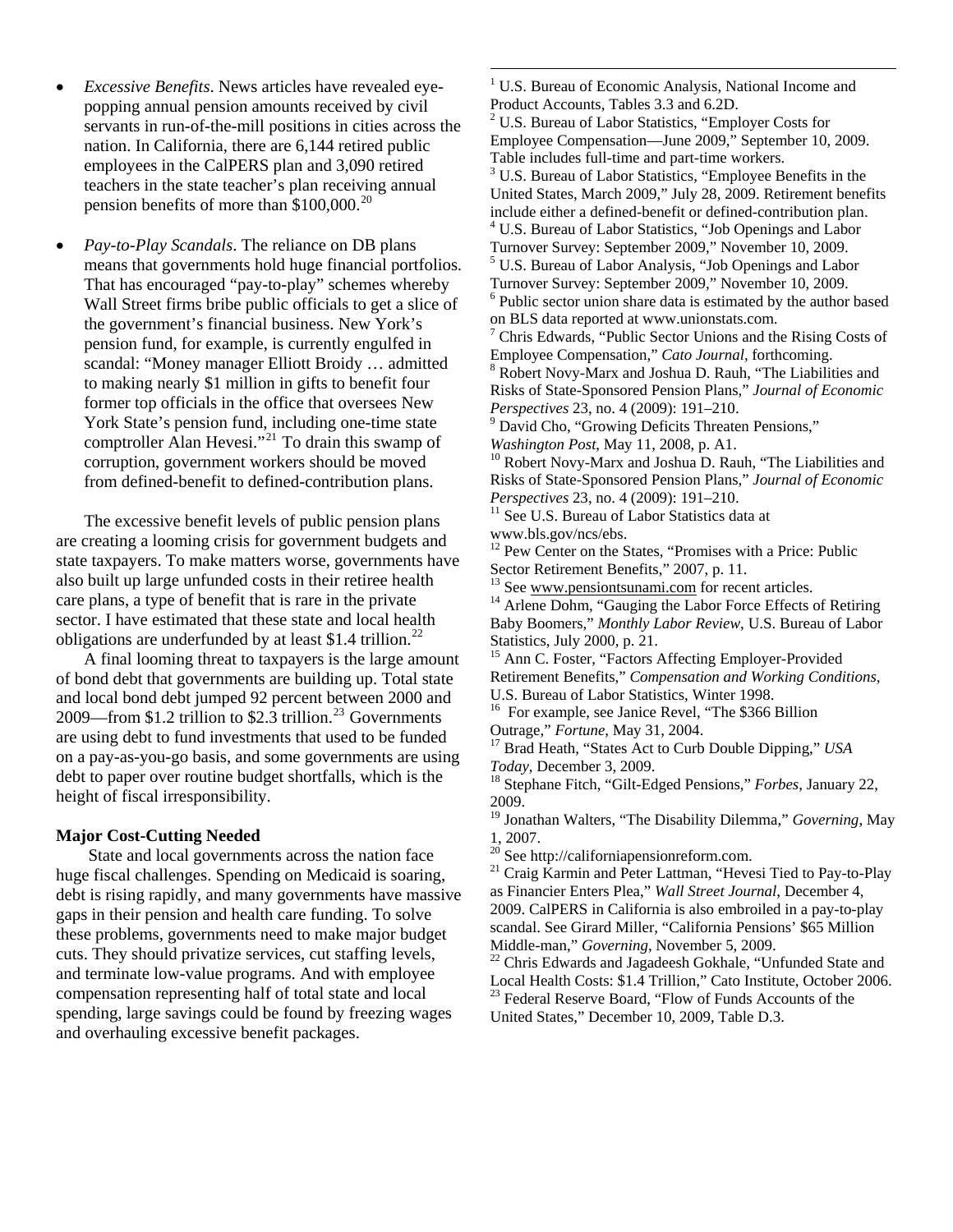- *Excessive Benefits*. News articles have revealed eye-popping annual pension amounts received by civil servants in run-of-the-mill positions in cities across the nation. In California, there are 6,144 retired public employees in the CalPERS plan and 3,090 retired teachers in the state teacher's plan receiving annual pension benefits of more than $100,000.[20]

- *Pay-to-Play Scandals*. The reliance on DB plans means that governments hold huge financial portfolios. That has encouraged "pay-to-play" schemes whereby Wall Street firms bribe public officials to get a slice of the government's financial business. New York's pension fund, for example, is currently engulfed in scandal: "Money manager Elliott Broidy … admitted to making nearly $1 million in gifts to benefit four former top officials in the office that oversees New York State's pension fund, including one-time state comptroller Alan Hevesi."[21] To drain this swamp of corruption, government workers should be moved from defined-benefit to defined-contribution plans.

The excessive benefit levels of public pension plans are creating a looming crisis for government budgets and state taxpayers. To make matters worse, governments have also built up large unfunded costs in their retiree health care plans, a type of benefit that is rare in the private sector. I have estimated that these state and local health obligations are underfunded by at least $1.4 trillion.[22]

A final looming threat to taxpayers is the large amount of bond debt that governments are building up. Total state and local bond debt jumped 92 percent between 2000 and 2009—from $1.2 trillion to $2.3 trillion.[23] Governments are using debt to fund investments that used to be funded on a pay-as-you-go basis, and some governments are using debt to paper over routine budget shortfalls, which is the height of fiscal irresponsibility.

**Major Cost-Cutting Needed**

State and local governments across the nation face huge fiscal challenges. Spending on Medicaid is soaring, debt is rising rapidly, and many governments have massive gaps in their pension and health care funding. To solve these problems, governments need to make major budget cuts. They should privatize services, cut staffing levels, and terminate low-value programs. And with employee compensation representing half of total state and local spending, large savings could be found by freezing wages and overhauling excessive benefit packages.

---

[1] U.S. Bureau of Economic Analysis, National Income and Product Accounts, Tables 3.3 and 6.2D.
[2] U.S. Bureau of Labor Statistics, "Employer Costs for Employee Compensation—June 2009," September 10, 2009. Table includes full-time and part-time workers.
[3] U.S. Bureau of Labor Statistics, "Employee Benefits in the United States, March 2009," July 28, 2009. Retirement benefits include either a defined-benefit or defined-contribution plan.
[4] U.S. Bureau of Labor Statistics, "Job Openings and Labor Turnover Survey: September 2009," November 10, 2009.
[5] U.S. Bureau of Labor Analysis, "Job Openings and Labor Turnover Survey: September 2009," November 10, 2009.
[6] Public sector union share data is estimated by the author based on BLS data reported at www.unionstats.com.
[7] Chris Edwards, "Public Sector Unions and the Rising Costs of Employee Compensation," *Cato Journal*, forthcoming.
[8] Robert Novy-Marx and Joshua D. Rauh, "The Liabilities and Risks of State-Sponsored Pension Plans," *Journal of Economic Perspectives* 23, no. 4 (2009): 191–210.
[9] David Cho, "Growing Deficits Threaten Pensions," *Washington Post*, May 11, 2008, p. A1.
[10] Robert Novy-Marx and Joshua D. Rauh, "The Liabilities and Risks of State-Sponsored Pension Plans," *Journal of Economic Perspectives* 23, no. 4 (2009): 191–210.
[11] See U.S. Bureau of Labor Statistics data at www.bls.gov/ncs/ebs.
[12] Pew Center on the States, "Promises with a Price: Public Sector Retirement Benefits," 2007, p. 11.
[13] See www.pensiontsunami.com for recent articles.
[14] Arlene Dohm, "Gauging the Labor Force Effects of Retiring Baby Boomers," *Monthly Labor Review*, U.S. Bureau of Labor Statistics, July 2000, p. 21.
[15] Ann C. Foster, "Factors Affecting Employer-Provided Retirement Benefits," *Compensation and Working Conditions*, U.S. Bureau of Labor Statistics, Winter 1998.
[16] For example, see Janice Revel, "The $366 Billion Outrage," *Fortune*, May 31, 2004.
[17] Brad Heath, "States Act to Curb Double Dipping," *USA Today*, December 3, 2009.
[18] Stephane Fitch, "Gilt-Edged Pensions," *Forbes*, January 22, 2009.
[19] Jonathan Walters, "The Disability Dilemma," *Governing*, May 1, 2007.
[20] See http://californiapensionreform.com.
[21] Craig Karmin and Peter Lattman, "Hevesi Tied to Pay-to-Play as Financier Enters Plea," *Wall Street Journal*, December 4, 2009. CalPERS in California is also embroiled in a pay-to-play scandal. See Girard Miller, "California Pensions' $65 Million Middle-man," *Governing*, November 5, 2009.
[22] Chris Edwards and Jagadeesh Gokhale, "Unfunded State and Local Health Costs: $1.4 Trillion," Cato Institute, October 2006.
[23] Federal Reserve Board, "Flow of Funds Accounts of the United States," December 10, 2009, Table D.3.